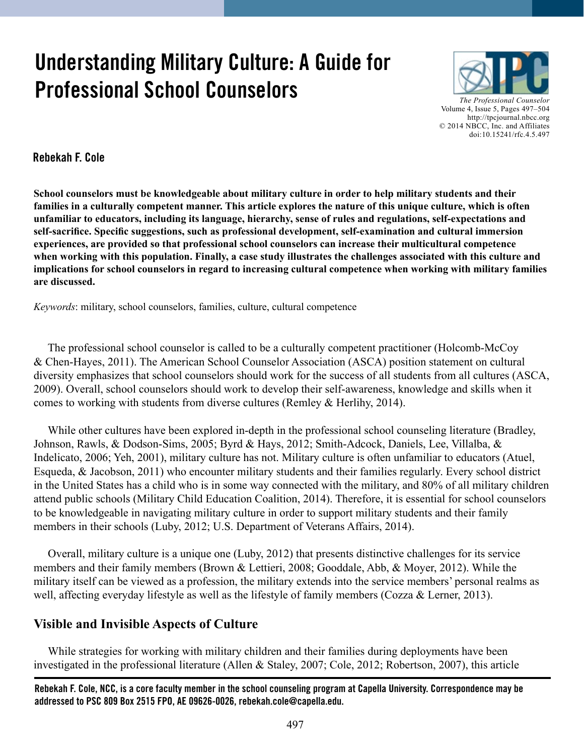# Understanding Military Culture: A Guide for Professional School Counselors

*The Professional Counselor*
Volume 4, Issue 5, Pages 497–504
http://tpcjournal.nbcc.org
© 2014 NBCC, Inc. and Affiliates
doi:10.15241/rfc.4.5.497

**Rebekah F. Cole**

**School counselors must be knowledgeable about military culture in order to help military students and their families in a culturally competent manner. This article explores the nature of this unique culture, which is often unfamiliar to educators, including its language, hierarchy, sense of rules and regulations, self-expectations and self-sacrifice. Specific suggestions, such as professional development, self-examination and cultural immersion experiences, are provided so that professional school counselors can increase their multicultural competence when working with this population. Finally, a case study illustrates the challenges associated with this culture and implications for school counselors in regard to increasing cultural competence when working with military families are discussed.**

*Keywords*: military, school counselors, families, culture, cultural competence

The professional school counselor is called to be a culturally competent practitioner (Holcomb-McCoy & Chen-Hayes, 2011). The American School Counselor Association (ASCA) position statement on cultural diversity emphasizes that school counselors should work for the success of all students from all cultures (ASCA, 2009). Overall, school counselors should work to develop their self-awareness, knowledge and skills when it comes to working with students from diverse cultures (Remley & Herlihy, 2014).

While other cultures have been explored in-depth in the professional school counseling literature (Bradley, Johnson, Rawls, & Dodson-Sims, 2005; Byrd & Hays, 2012; Smith-Adcock, Daniels, Lee, Villalba, & Indelicato, 2006; Yeh, 2001), military culture has not. Military culture is often unfamiliar to educators (Atuel, Esqueda, & Jacobson, 2011) who encounter military students and their families regularly. Every school district in the United States has a child who is in some way connected with the military, and 80% of all military children attend public schools (Military Child Education Coalition, 2014). Therefore, it is essential for school counselors to be knowledgeable in navigating military culture in order to support military students and their family members in their schools (Luby, 2012; U.S. Department of Veterans Affairs, 2014).

Overall, military culture is a unique one (Luby, 2012) that presents distinctive challenges for its service members and their family members (Brown & Lettieri, 2008; Gooddale, Abb, & Moyer, 2012). While the military itself can be viewed as a profession, the military extends into the service members' personal realms as well, affecting everyday lifestyle as well as the lifestyle of family members (Cozza & Lerner, 2013).

## Visible and Invisible Aspects of Culture

While strategies for working with military children and their families during deployments have been investigated in the professional literature (Allen & Staley, 2007; Cole, 2012; Robertson, 2007), this article

**Rebekah F. Cole, NCC, is a core faculty member in the school counseling program at Capella University. Correspondence may be addressed to PSC 809 Box 2515 FPO, AE 09626-0026, rebekah.cole@capella.edu.**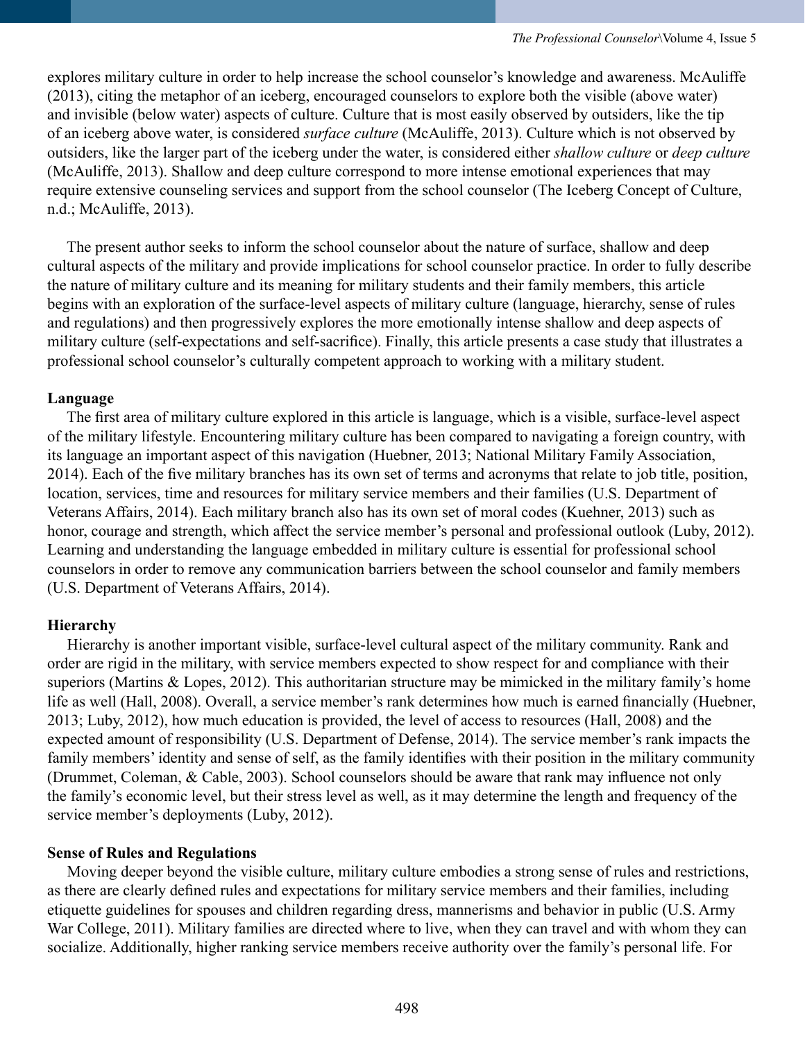explores military culture in order to help increase the school counselor's knowledge and awareness. McAuliffe (2013), citing the metaphor of an iceberg, encouraged counselors to explore both the visible (above water) and invisible (below water) aspects of culture. Culture that is most easily observed by outsiders, like the tip of an iceberg above water, is considered *surface culture* (McAuliffe, 2013). Culture which is not observed by outsiders, like the larger part of the iceberg under the water, is considered either *shallow culture* or *deep culture* (McAuliffe, 2013). Shallow and deep culture correspond to more intense emotional experiences that may require extensive counseling services and support from the school counselor (The Iceberg Concept of Culture, n.d.; McAuliffe, 2013).

The present author seeks to inform the school counselor about the nature of surface, shallow and deep cultural aspects of the military and provide implications for school counselor practice. In order to fully describe the nature of military culture and its meaning for military students and their family members, this article begins with an exploration of the surface-level aspects of military culture (language, hierarchy, sense of rules and regulations) and then progressively explores the more emotionally intense shallow and deep aspects of military culture (self-expectations and self-sacrifice). Finally, this article presents a case study that illustrates a professional school counselor's culturally competent approach to working with a military student.

**Language**

The first area of military culture explored in this article is language, which is a visible, surface-level aspect of the military lifestyle. Encountering military culture has been compared to navigating a foreign country, with its language an important aspect of this navigation (Huebner, 2013; National Military Family Association, 2014). Each of the five military branches has its own set of terms and acronyms that relate to job title, position, location, services, time and resources for military service members and their families (U.S. Department of Veterans Affairs, 2014). Each military branch also has its own set of moral codes (Kuehner, 2013) such as honor, courage and strength, which affect the service member's personal and professional outlook (Luby, 2012). Learning and understanding the language embedded in military culture is essential for professional school counselors in order to remove any communication barriers between the school counselor and family members (U.S. Department of Veterans Affairs, 2014).

**Hierarchy**

Hierarchy is another important visible, surface-level cultural aspect of the military community. Rank and order are rigid in the military, with service members expected to show respect for and compliance with their superiors (Martins & Lopes, 2012). This authoritarian structure may be mimicked in the military family's home life as well (Hall, 2008). Overall, a service member's rank determines how much is earned financially (Huebner, 2013; Luby, 2012), how much education is provided, the level of access to resources (Hall, 2008) and the expected amount of responsibility (U.S. Department of Defense, 2014). The service member's rank impacts the family members' identity and sense of self, as the family identifies with their position in the military community (Drummet, Coleman, & Cable, 2003). School counselors should be aware that rank may influence not only the family's economic level, but their stress level as well, as it may determine the length and frequency of the service member's deployments (Luby, 2012).

**Sense of Rules and Regulations**

Moving deeper beyond the visible culture, military culture embodies a strong sense of rules and restrictions, as there are clearly defined rules and expectations for military service members and their families, including etiquette guidelines for spouses and children regarding dress, mannerisms and behavior in public (U.S. Army War College, 2011). Military families are directed where to live, when they can travel and with whom they can socialize. Additionally, higher ranking service members receive authority over the family's personal life. For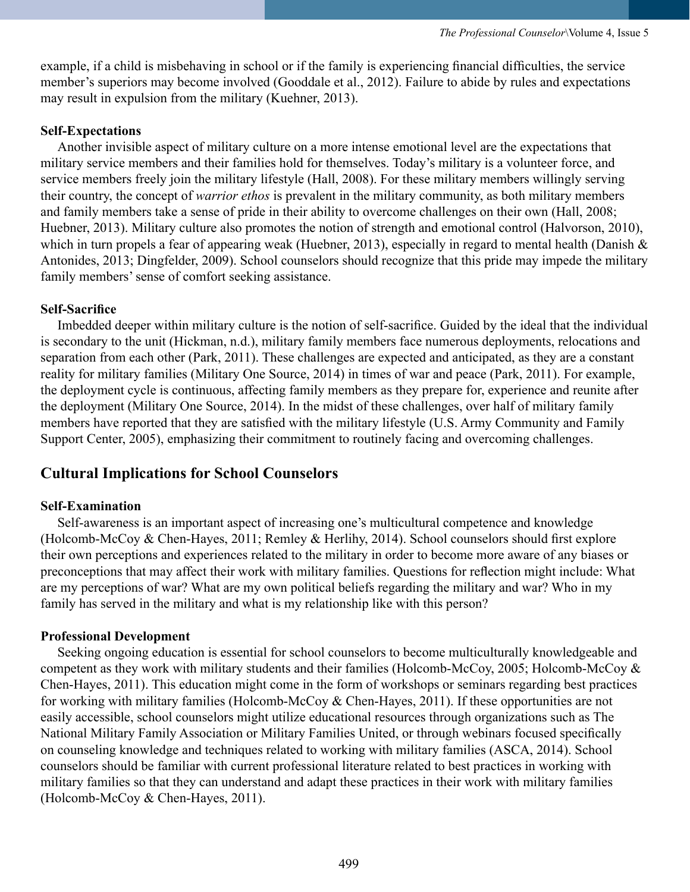example, if a child is misbehaving in school or if the family is experiencing financial difficulties, the service member's superiors may become involved (Gooddale et al., 2012). Failure to abide by rules and expectations may result in expulsion from the military (Kuehner, 2013).

### Self-Expectations

Another invisible aspect of military culture on a more intense emotional level are the expectations that military service members and their families hold for themselves. Today's military is a volunteer force, and service members freely join the military lifestyle (Hall, 2008). For these military members willingly serving their country, the concept of *warrior ethos* is prevalent in the military community, as both military members and family members take a sense of pride in their ability to overcome challenges on their own (Hall, 2008; Huebner, 2013). Military culture also promotes the notion of strength and emotional control (Halvorson, 2010), which in turn propels a fear of appearing weak (Huebner, 2013), especially in regard to mental health (Danish & Antonides, 2013; Dingfelder, 2009). School counselors should recognize that this pride may impede the military family members' sense of comfort seeking assistance.

### Self-Sacrifice

Imbedded deeper within military culture is the notion of self-sacrifice. Guided by the ideal that the individual is secondary to the unit (Hickman, n.d.), military family members face numerous deployments, relocations and separation from each other (Park, 2011). These challenges are expected and anticipated, as they are a constant reality for military families (Military One Source, 2014) in times of war and peace (Park, 2011). For example, the deployment cycle is continuous, affecting family members as they prepare for, experience and reunite after the deployment (Military One Source, 2014). In the midst of these challenges, over half of military family members have reported that they are satisfied with the military lifestyle (U.S. Army Community and Family Support Center, 2005), emphasizing their commitment to routinely facing and overcoming challenges.

## Cultural Implications for School Counselors

### Self-Examination

Self-awareness is an important aspect of increasing one's multicultural competence and knowledge (Holcomb-McCoy & Chen-Hayes, 2011; Remley & Herlihy, 2014). School counselors should first explore their own perceptions and experiences related to the military in order to become more aware of any biases or preconceptions that may affect their work with military families. Questions for reflection might include: What are my perceptions of war? What are my own political beliefs regarding the military and war? Who in my family has served in the military and what is my relationship like with this person?

### Professional Development

Seeking ongoing education is essential for school counselors to become multiculturally knowledgeable and competent as they work with military students and their families (Holcomb-McCoy, 2005; Holcomb-McCoy & Chen-Hayes, 2011). This education might come in the form of workshops or seminars regarding best practices for working with military families (Holcomb-McCoy & Chen-Hayes, 2011). If these opportunities are not easily accessible, school counselors might utilize educational resources through organizations such as The National Military Family Association or Military Families United, or through webinars focused specifically on counseling knowledge and techniques related to working with military families (ASCA, 2014). School counselors should be familiar with current professional literature related to best practices in working with military families so that they can understand and adapt these practices in their work with military families (Holcomb-McCoy & Chen-Hayes, 2011).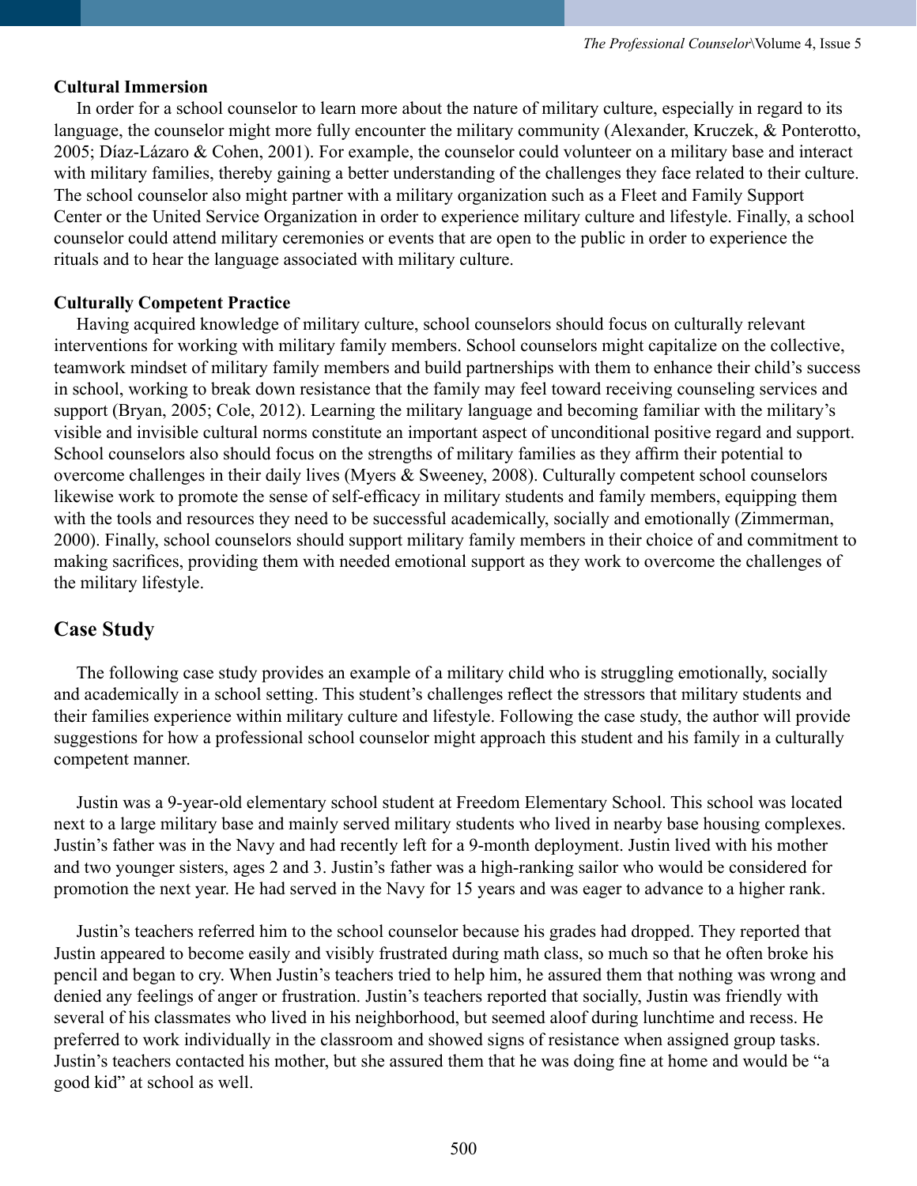### Cultural Immersion

In order for a school counselor to learn more about the nature of military culture, especially in regard to its language, the counselor might more fully encounter the military community (Alexander, Kruczek, & Ponterotto, 2005; Díaz-Lázaro & Cohen, 2001). For example, the counselor could volunteer on a military base and interact with military families, thereby gaining a better understanding of the challenges they face related to their culture. The school counselor also might partner with a military organization such as a Fleet and Family Support Center or the United Service Organization in order to experience military culture and lifestyle. Finally, a school counselor could attend military ceremonies or events that are open to the public in order to experience the rituals and to hear the language associated with military culture.

### Culturally Competent Practice

Having acquired knowledge of military culture, school counselors should focus on culturally relevant interventions for working with military family members. School counselors might capitalize on the collective, teamwork mindset of military family members and build partnerships with them to enhance their child's success in school, working to break down resistance that the family may feel toward receiving counseling services and support (Bryan, 2005; Cole, 2012). Learning the military language and becoming familiar with the military's visible and invisible cultural norms constitute an important aspect of unconditional positive regard and support. School counselors also should focus on the strengths of military families as they affirm their potential to overcome challenges in their daily lives (Myers & Sweeney, 2008). Culturally competent school counselors likewise work to promote the sense of self-efficacy in military students and family members, equipping them with the tools and resources they need to be successful academically, socially and emotionally (Zimmerman, 2000). Finally, school counselors should support military family members in their choice of and commitment to making sacrifices, providing them with needed emotional support as they work to overcome the challenges of the military lifestyle.

## Case Study

The following case study provides an example of a military child who is struggling emotionally, socially and academically in a school setting. This student's challenges reflect the stressors that military students and their families experience within military culture and lifestyle. Following the case study, the author will provide suggestions for how a professional school counselor might approach this student and his family in a culturally competent manner.

Justin was a 9-year-old elementary school student at Freedom Elementary School. This school was located next to a large military base and mainly served military students who lived in nearby base housing complexes. Justin's father was in the Navy and had recently left for a 9-month deployment. Justin lived with his mother and two younger sisters, ages 2 and 3. Justin's father was a high-ranking sailor who would be considered for promotion the next year. He had served in the Navy for 15 years and was eager to advance to a higher rank.

Justin's teachers referred him to the school counselor because his grades had dropped. They reported that Justin appeared to become easily and visibly frustrated during math class, so much so that he often broke his pencil and began to cry. When Justin's teachers tried to help him, he assured them that nothing was wrong and denied any feelings of anger or frustration. Justin's teachers reported that socially, Justin was friendly with several of his classmates who lived in his neighborhood, but seemed aloof during lunchtime and recess. He preferred to work individually in the classroom and showed signs of resistance when assigned group tasks. Justin's teachers contacted his mother, but she assured them that he was doing fine at home and would be "a good kid" at school as well.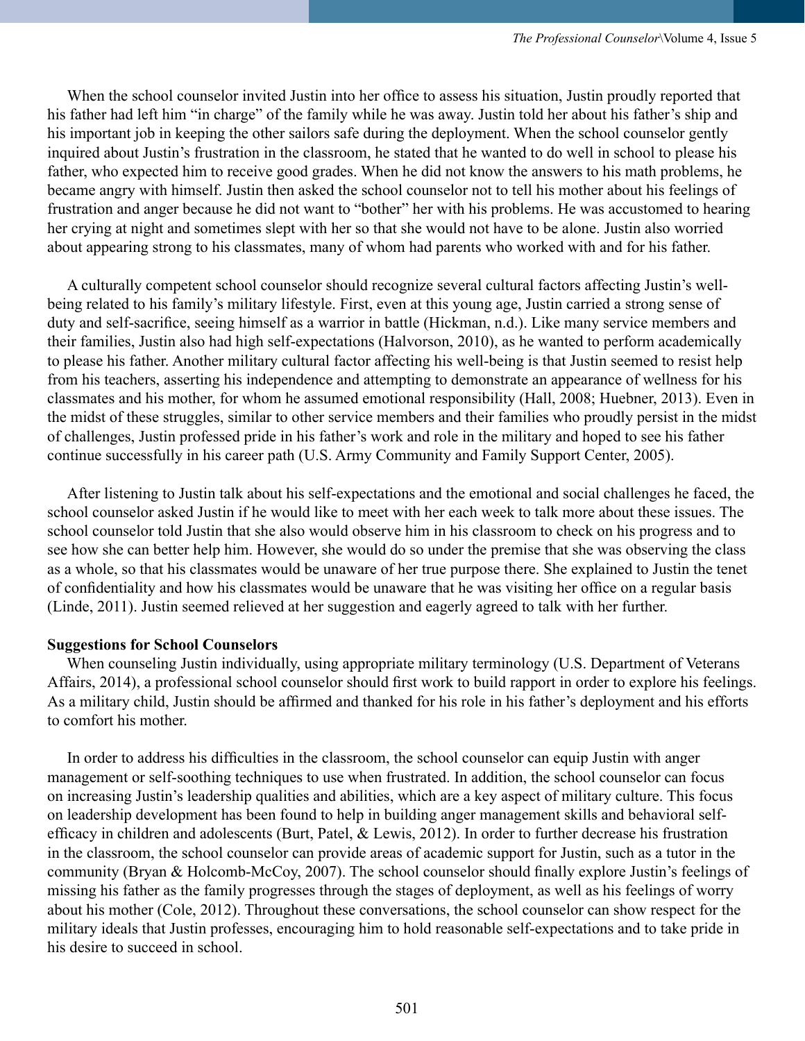When the school counselor invited Justin into her office to assess his situation, Justin proudly reported that his father had left him "in charge" of the family while he was away. Justin told her about his father's ship and his important job in keeping the other sailors safe during the deployment. When the school counselor gently inquired about Justin's frustration in the classroom, he stated that he wanted to do well in school to please his father, who expected him to receive good grades. When he did not know the answers to his math problems, he became angry with himself. Justin then asked the school counselor not to tell his mother about his feelings of frustration and anger because he did not want to "bother" her with his problems. He was accustomed to hearing her crying at night and sometimes slept with her so that she would not have to be alone. Justin also worried about appearing strong to his classmates, many of whom had parents who worked with and for his father.

A culturally competent school counselor should recognize several cultural factors affecting Justin's well-being related to his family's military lifestyle. First, even at this young age, Justin carried a strong sense of duty and self-sacrifice, seeing himself as a warrior in battle (Hickman, n.d.). Like many service members and their families, Justin also had high self-expectations (Halvorson, 2010), as he wanted to perform academically to please his father. Another military cultural factor affecting his well-being is that Justin seemed to resist help from his teachers, asserting his independence and attempting to demonstrate an appearance of wellness for his classmates and his mother, for whom he assumed emotional responsibility (Hall, 2008; Huebner, 2013). Even in the midst of these struggles, similar to other service members and their families who proudly persist in the midst of challenges, Justin professed pride in his father's work and role in the military and hoped to see his father continue successfully in his career path (U.S. Army Community and Family Support Center, 2005).

After listening to Justin talk about his self-expectations and the emotional and social challenges he faced, the school counselor asked Justin if he would like to meet with her each week to talk more about these issues. The school counselor told Justin that she also would observe him in his classroom to check on his progress and to see how she can better help him. However, she would do so under the premise that she was observing the class as a whole, so that his classmates would be unaware of her true purpose there. She explained to Justin the tenet of confidentiality and how his classmates would be unaware that he was visiting her office on a regular basis (Linde, 2011). Justin seemed relieved at her suggestion and eagerly agreed to talk with her further.

**Suggestions for School Counselors**

When counseling Justin individually, using appropriate military terminology (U.S. Department of Veterans Affairs, 2014), a professional school counselor should first work to build rapport in order to explore his feelings. As a military child, Justin should be affirmed and thanked for his role in his father's deployment and his efforts to comfort his mother.

In order to address his difficulties in the classroom, the school counselor can equip Justin with anger management or self-soothing techniques to use when frustrated. In addition, the school counselor can focus on increasing Justin's leadership qualities and abilities, which are a key aspect of military culture. This focus on leadership development has been found to help in building anger management skills and behavioral self-efficacy in children and adolescents (Burt, Patel, & Lewis, 2012). In order to further decrease his frustration in the classroom, the school counselor can provide areas of academic support for Justin, such as a tutor in the community (Bryan & Holcomb-McCoy, 2007). The school counselor should finally explore Justin's feelings of missing his father as the family progresses through the stages of deployment, as well as his feelings of worry about his mother (Cole, 2012). Throughout these conversations, the school counselor can show respect for the military ideals that Justin professes, encouraging him to hold reasonable self-expectations and to take pride in his desire to succeed in school.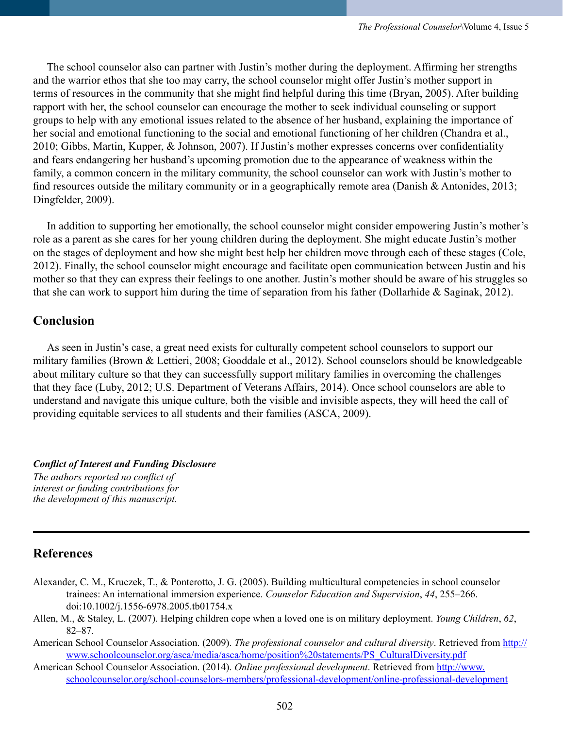The school counselor also can partner with Justin's mother during the deployment. Affirming her strengths and the warrior ethos that she too may carry, the school counselor might offer Justin's mother support in terms of resources in the community that she might find helpful during this time (Bryan, 2005). After building rapport with her, the school counselor can encourage the mother to seek individual counseling or support groups to help with any emotional issues related to the absence of her husband, explaining the importance of her social and emotional functioning to the social and emotional functioning of her children (Chandra et al., 2010; Gibbs, Martin, Kupper, & Johnson, 2007). If Justin's mother expresses concerns over confidentiality and fears endangering her husband's upcoming promotion due to the appearance of weakness within the family, a common concern in the military community, the school counselor can work with Justin's mother to find resources outside the military community or in a geographically remote area (Danish & Antonides, 2013; Dingfelder, 2009).

In addition to supporting her emotionally, the school counselor might consider empowering Justin's mother's role as a parent as she cares for her young children during the deployment. She might educate Justin's mother on the stages of deployment and how she might best help her children move through each of these stages (Cole, 2012). Finally, the school counselor might encourage and facilitate open communication between Justin and his mother so that they can express their feelings to one another. Justin's mother should be aware of his struggles so that she can work to support him during the time of separation from his father (Dollarhide & Saginak, 2012).

## Conclusion

As seen in Justin's case, a great need exists for culturally competent school counselors to support our military families (Brown & Lettieri, 2008; Gooddale et al., 2012). School counselors should be knowledgeable about military culture so that they can successfully support military families in overcoming the challenges that they face (Luby, 2012; U.S. Department of Veterans Affairs, 2014). Once school counselors are able to understand and navigate this unique culture, both the visible and invisible aspects, they will heed the call of providing equitable services to all students and their families (ASCA, 2009).

***Conflict of Interest and Funding Disclosure***
*The authors reported no conflict of interest or funding contributions for the development of this manuscript.*

## References

Alexander, C. M., Kruczek, T., & Ponterotto, J. G. (2005). Building multicultural competencies in school counselor trainees: An international immersion experience. *Counselor Education and Supervision*, *44*, 255–266. doi:10.1002/j.1556-6978.2005.tb01754.x

Allen, M., & Staley, L. (2007). Helping children cope when a loved one is on military deployment. *Young Children*, *62*, 82–87.

American School Counselor Association. (2009). *The professional counselor and cultural diversity*. Retrieved from http://www.schoolcounselor.org/asca/media/asca/home/position%20statements/PS_CulturalDiversity.pdf

American School Counselor Association. (2014). *Online professional development*. Retrieved from http://www.schoolcounselor.org/school-counselors-members/professional-development/online-professional-development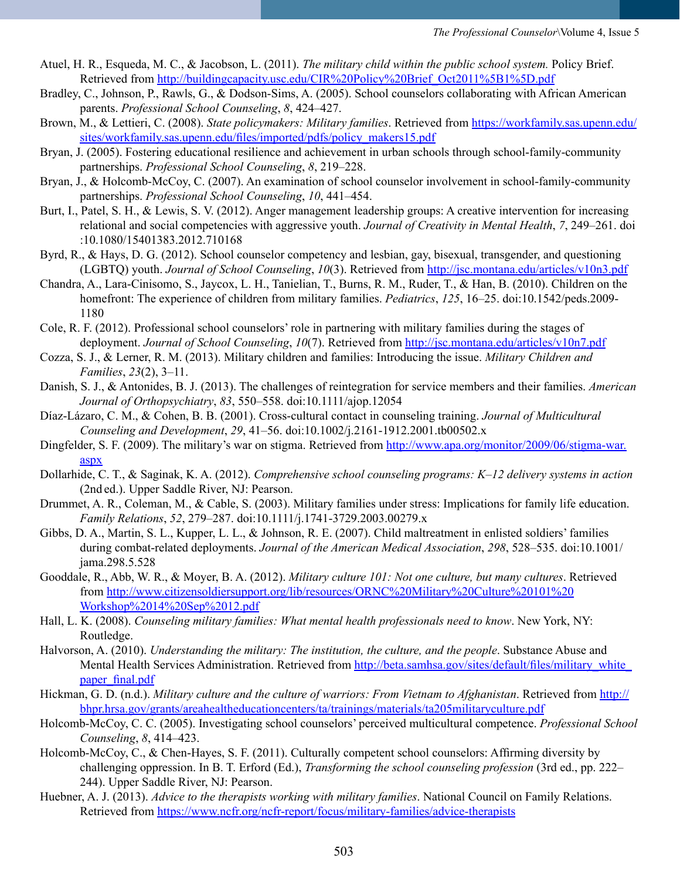Atuel, H. R., Esqueda, M. C., & Jacobson, L. (2011). *The military child within the public school system.* Policy Brief. Retrieved from http://buildingcapacity.usc.edu/CIR%20Policy%20Brief_Oct2011%5B1%5D.pdf

Bradley, C., Johnson, P., Rawls, G., & Dodson-Sims, A. (2005). School counselors collaborating with African American parents. *Professional School Counseling*, *8*, 424–427.

Brown, M., & Lettieri, C. (2008). *State policymakers: Military families*. Retrieved from https://workfamily.sas.upenn.edu/sites/workfamily.sas.upenn.edu/files/imported/pdfs/policy_makers15.pdf

Bryan, J. (2005). Fostering educational resilience and achievement in urban schools through school-family-community partnerships. *Professional School Counseling*, *8*, 219–228.

Bryan, J., & Holcomb-McCoy, C. (2007). An examination of school counselor involvement in school-family-community partnerships. *Professional School Counseling*, *10*, 441–454.

Burt, I., Patel, S. H., & Lewis, S. V. (2012). Anger management leadership groups: A creative intervention for increasing relational and social competencies with aggressive youth. *Journal of Creativity in Mental Health*, *7*, 249–261. doi:10.1080/15401383.2012.710168

Byrd, R., & Hays, D. G. (2012). School counselor competency and lesbian, gay, bisexual, transgender, and questioning (LGBTQ) youth. *Journal of School Counseling*, *10*(3). Retrieved from http://jsc.montana.edu/articles/v10n3.pdf

Chandra, A., Lara-Cinisomo, S., Jaycox, L. H., Tanielian, T., Burns, R. M., Ruder, T., & Han, B. (2010). Children on the homefront: The experience of children from military families. *Pediatrics*, *125*, 16–25. doi:10.1542/peds.2009-1180

Cole, R. F. (2012). Professional school counselors' role in partnering with military families during the stages of deployment. *Journal of School Counseling*, *10*(7). Retrieved from http://jsc.montana.edu/articles/v10n7.pdf

Cozza, S. J., & Lerner, R. M. (2013). Military children and families: Introducing the issue. *Military Children and Families*, *23*(2), 3–11.

Danish, S. J., & Antonides, B. J. (2013). The challenges of reintegration for service members and their families. *American Journal of Orthopsychiatry*, *83*, 550–558. doi:10.1111/ajop.12054

Díaz-Lázaro, C. M., & Cohen, B. B. (2001). Cross-cultural contact in counseling training. *Journal of Multicultural Counseling and Development*, *29*, 41–56. doi:10.1002/j.2161-1912.2001.tb00502.x

Dingfelder, S. F. (2009). The military's war on stigma. Retrieved from http://www.apa.org/monitor/2009/06/stigma-war.aspx

Dollarhide, C. T., & Saginak, K. A. (2012). *Comprehensive school counseling programs: K–12 delivery systems in action* (2nd ed.). Upper Saddle River, NJ: Pearson.

Drummet, A. R., Coleman, M., & Cable, S. (2003). Military families under stress: Implications for family life education. *Family Relations*, *52*, 279–287. doi:10.1111/j.1741-3729.2003.00279.x

Gibbs, D. A., Martin, S. L., Kupper, L. L., & Johnson, R. E. (2007). Child maltreatment in enlisted soldiers' families during combat-related deployments. *Journal of the American Medical Association*, *298*, 528–535. doi:10.1001/jama.298.5.528

Gooddale, R., Abb, W. R., & Moyer, B. A. (2012). *Military culture 101: Not one culture, but many cultures*. Retrieved from http://www.citizensoldiersupport.org/lib/resources/ORNC%20Military%20Culture%20101%20Workshop%2014%20Sep%2012.pdf

Hall, L. K. (2008). *Counseling military families: What mental health professionals need to know*. New York, NY: Routledge.

Halvorson, A. (2010). *Understanding the military: The institution, the culture, and the people*. Substance Abuse and Mental Health Services Administration. Retrieved from http://beta.samhsa.gov/sites/default/files/military_white_paper_final.pdf

Hickman, G. D. (n.d.). *Military culture and the culture of warriors: From Vietnam to Afghanistan*. Retrieved from http://bhpr.hrsa.gov/grants/areahealtheducationcenters/ta/trainings/materials/ta205militaryculture.pdf

Holcomb-McCoy, C. C. (2005). Investigating school counselors' perceived multicultural competence. *Professional School Counseling*, *8*, 414–423.

Holcomb-McCoy, C., & Chen-Hayes, S. F. (2011). Culturally competent school counselors: Affirming diversity by challenging oppression. In B. T. Erford (Ed.), *Transforming the school counseling profession* (3rd ed., pp. 222–244). Upper Saddle River, NJ: Pearson.

Huebner, A. J. (2013). *Advice to the therapists working with military families*. National Council on Family Relations. Retrieved from https://www.ncfr.org/ncfr-report/focus/military-families/advice-therapists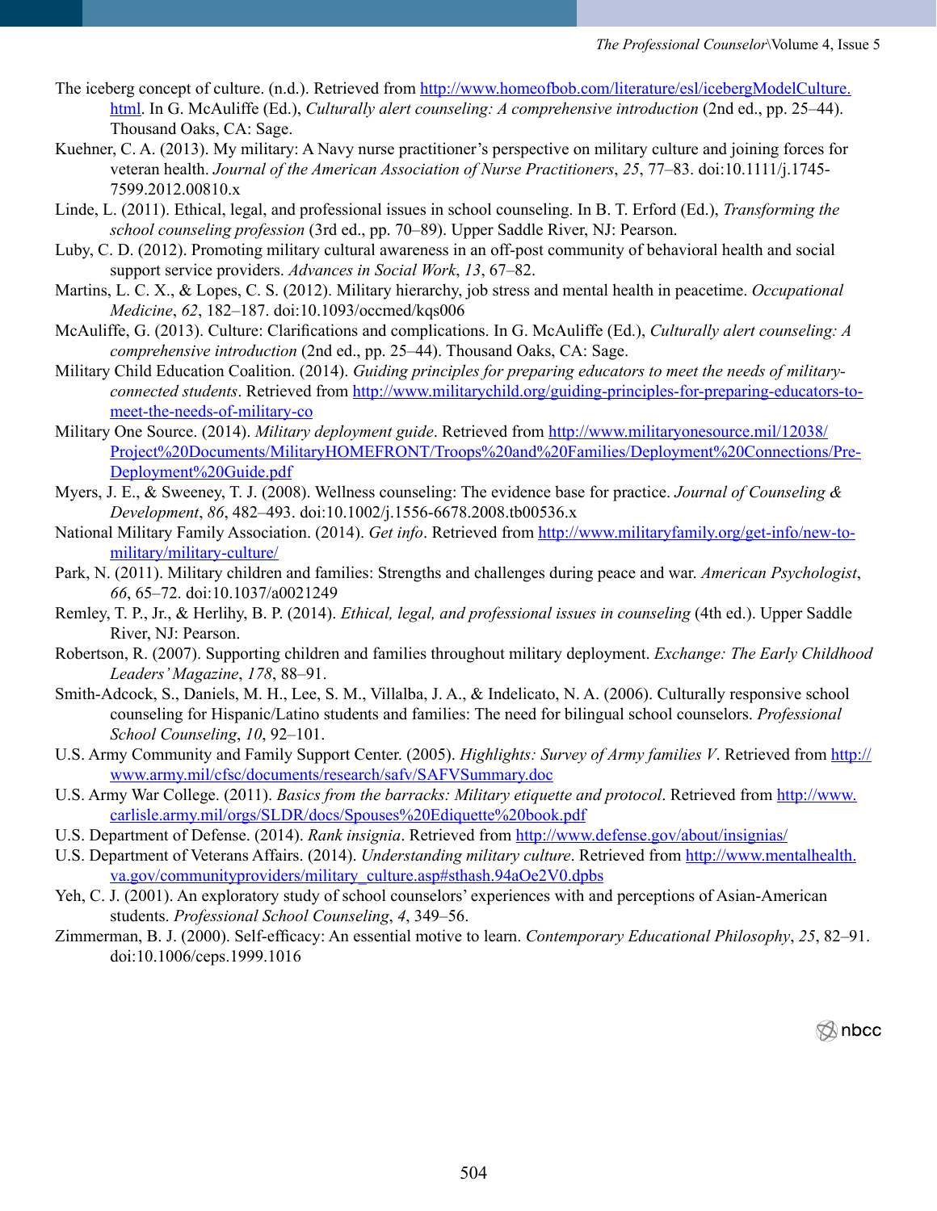The iceberg concept of culture. (n.d.). Retrieved from http://www.homeofbob.com/literature/esl/icebergModelCulture.html. In G. McAuliffe (Ed.), *Culturally alert counseling: A comprehensive introduction* (2nd ed., pp. 25–44). Thousand Oaks, CA: Sage.

Kuehner, C. A. (2013). My military: A Navy nurse practitioner's perspective on military culture and joining forces for veteran health. *Journal of the American Association of Nurse Practitioners*, *25*, 77–83. doi:10.1111/j.1745-7599.2012.00810.x

Linde, L. (2011). Ethical, legal, and professional issues in school counseling. In B. T. Erford (Ed.), *Transforming the school counseling profession* (3rd ed., pp. 70–89). Upper Saddle River, NJ: Pearson.

Luby, C. D. (2012). Promoting military cultural awareness in an off-post community of behavioral health and social support service providers. *Advances in Social Work*, *13*, 67–82.

Martins, L. C. X., & Lopes, C. S. (2012). Military hierarchy, job stress and mental health in peacetime. *Occupational Medicine*, *62*, 182–187. doi:10.1093/occmed/kqs006

McAuliffe, G. (2013). Culture: Clarifications and complications. In G. McAuliffe (Ed.), *Culturally alert counseling: A comprehensive introduction* (2nd ed., pp. 25–44). Thousand Oaks, CA: Sage.

Military Child Education Coalition. (2014). *Guiding principles for preparing educators to meet the needs of military-connected students*. Retrieved from http://www.militarychild.org/guiding-principles-for-preparing-educators-to-meet-the-needs-of-military-co

Military One Source. (2014). *Military deployment guide*. Retrieved from http://www.militaryonesource.mil/12038/Project%20Documents/MilitaryHOMEFRONT/Troops%20and%20Families/Deployment%20Connections/Pre-Deployment%20Guide.pdf

Myers, J. E., & Sweeney, T. J. (2008). Wellness counseling: The evidence base for practice. *Journal of Counseling & Development*, *86*, 482–493. doi:10.1002/j.1556-6678.2008.tb00536.x

National Military Family Association. (2014). *Get info*. Retrieved from http://www.militaryfamily.org/get-info/new-to-military/military-culture/

Park, N. (2011). Military children and families: Strengths and challenges during peace and war. *American Psychologist*, *66*, 65–72. doi:10.1037/a0021249

Remley, T. P., Jr., & Herlihy, B. P. (2014). *Ethical, legal, and professional issues in counseling* (4th ed.). Upper Saddle River, NJ: Pearson.

Robertson, R. (2007). Supporting children and families throughout military deployment. *Exchange: The Early Childhood Leaders' Magazine*, *178*, 88–91.

Smith-Adcock, S., Daniels, M. H., Lee, S. M., Villalba, J. A., & Indelicato, N. A. (2006). Culturally responsive school counseling for Hispanic/Latino students and families: The need for bilingual school counselors. *Professional School Counseling*, *10*, 92–101.

U.S. Army Community and Family Support Center. (2005). *Highlights: Survey of Army families V*. Retrieved from http://www.army.mil/cfsc/documents/research/safv/SAFVSummary.doc

U.S. Army War College. (2011). *Basics from the barracks: Military etiquette and protocol*. Retrieved from http://www.carlisle.army.mil/orgs/SLDR/docs/Spouses%20Ediquette%20book.pdf

U.S. Department of Defense. (2014). *Rank insignia*. Retrieved from http://www.defense.gov/about/insignias/

U.S. Department of Veterans Affairs. (2014). *Understanding military culture*. Retrieved from http://www.mentalhealth.va.gov/communityproviders/military_culture.asp#sthash.94aOe2V0.dpbs

Yeh, C. J. (2001). An exploratory study of school counselors' experiences with and perceptions of Asian-American students. *Professional School Counseling*, *4*, 349–56.

Zimmerman, B. J. (2000). Self-efficacy: An essential motive to learn. *Contemporary Educational Philosophy*, *25*, 82–91. doi:10.1006/ceps.1999.1016